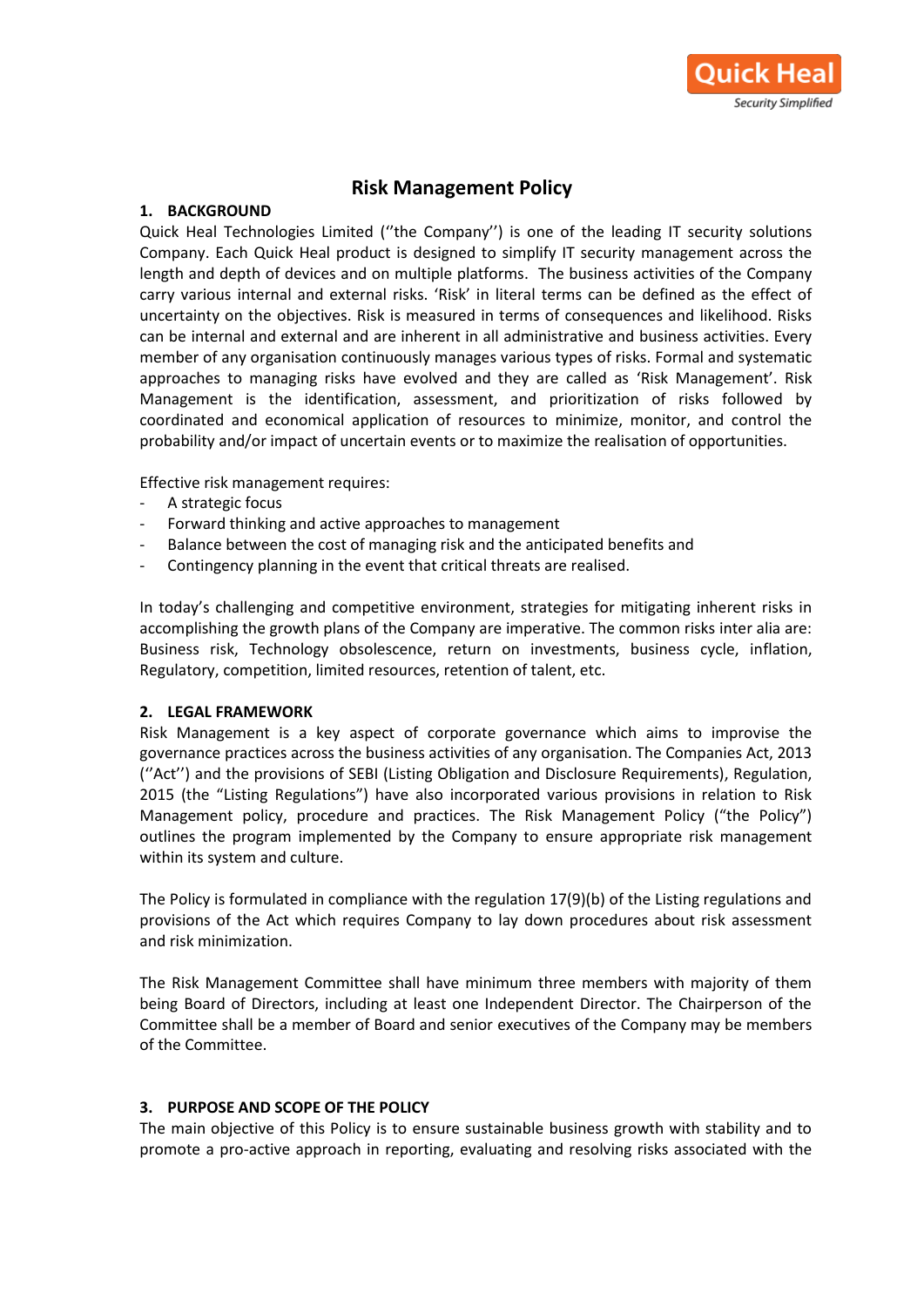# Risk Management Policy

## 1. BACKGROUND

Quick Heal Technologies Limited (''the Company'') is one of the leading IT security solutions Company. Each Quick Heal product is designed to simplify IT security management across the length and depth of devices and on multiple platforms. The business activities of the Company carry various internal and external risks. 'Risk' in literal terms can be defined as the effect of uncertainty on the objectives. Risk is measured in terms of consequences and likelihood. Risks can be internal and external and are inherent in all administrative and business activities. Every member of any organisation continuously manages various types of risks. Formal and systematic approaches to managing risks have evolved and they are called as 'Risk Management'. Risk Management is the identification, assessment, and prioritization of risks followed by coordinated and economical application of resources to minimize, monitor, and control the probability and/or impact of uncertain events or to maximize the realisation of opportunities.

Effective risk management requires:

- A strategic focus
- Forward thinking and active approaches to management
- Balance between the cost of managing risk and the anticipated benefits and
- Contingency planning in the event that critical threats are realised.

In today's challenging and competitive environment, strategies for mitigating inherent risks in accomplishing the growth plans of the Company are imperative. The common risks inter alia are: Business risk, Technology obsolescence, return on investments, business cycle, inflation, Regulatory, competition, limited resources, retention of talent, etc.

## 2. LEGAL FRAMEWORK

Risk Management is a key aspect of corporate governance which aims to improvise the governance practices across the business activities of any organisation. The Companies Act, 2013 (''Act'') and the provisions of SEBI (Listing Obligation and Disclosure Requirements), Regulation, 2015 (the "Listing Regulations") have also incorporated various provisions in relation to Risk Management policy, procedure and practices. The Risk Management Policy ("the Policy") outlines the program implemented by the Company to ensure appropriate risk management within its system and culture.

The Policy is formulated in compliance with the regulation 17(9)(b) of the Listing regulations and provisions of the Act which requires Company to lay down procedures about risk assessment and risk minimization.

The Risk Management Committee shall have minimum three members with majority of them being Board of Directors, including at least one Independent Director. The Chairperson of the Committee shall be a member of Board and senior executives of the Company may be members of the Committee.

## 3. PURPOSE AND SCOPE OF THE POLICY

The main objective of this Policy is to ensure sustainable business growth with stability and to promote a pro-active approach in reporting, evaluating and resolving risks associated with the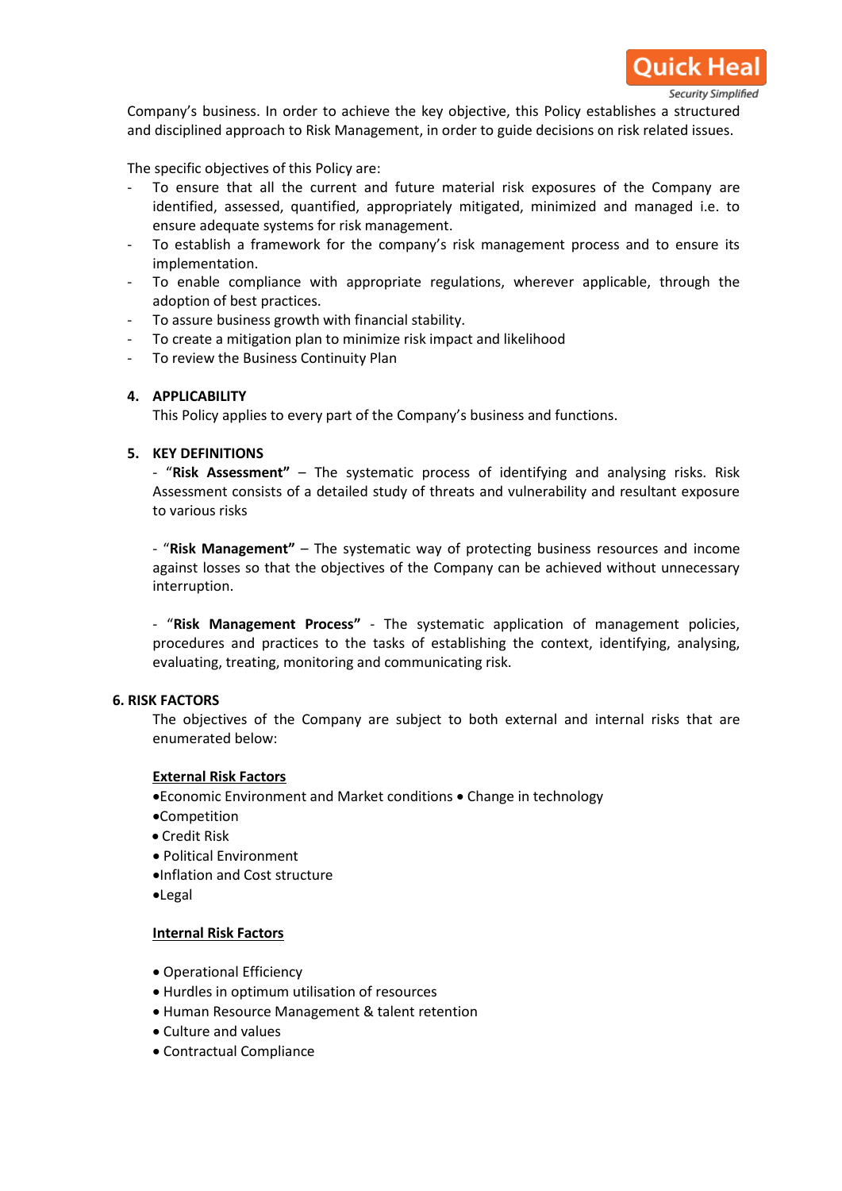Company's business. In order to achieve the key objective, this Policy establishes a structured and disciplined approach to Risk Management, in order to guide decisions on risk related issues.

The specific objectives of this Policy are:

- To ensure that all the current and future material risk exposures of the Company are identified, assessed, quantified, appropriately mitigated, minimized and managed i.e. to ensure adequate systems for risk management.
- To establish a framework for the company's risk management process and to ensure its implementation.
- To enable compliance with appropriate regulations, wherever applicable, through the adoption of best practices.
- To assure business growth with financial stability.
- To create a mitigation plan to minimize risk impact and likelihood
- To review the Business Continuity Plan

## 4. APPLICABILITY

This Policy applies to every part of the Company's business and functions.

## 5. KEY DEFINITIONS

- "**Risk Assessment"** – The systematic process of identifying and analysing risks. Risk Assessment consists of a detailed study of threats and vulnerability and resultant exposure to various risks

- "**Risk Management"** – The systematic way of protecting business resources and income against losses so that the objectives of the Company can be achieved without unnecessary interruption.

- "**Risk Management Process"** - The systematic application of management policies, procedures and practices to the tasks of establishing the context, identifying, analysing, evaluating, treating, monitoring and communicating risk.

## 6. RISK FACTORS

The objectives of the Company are subject to both external and internal risks that are enumerated below:

**External Risk Factors**

- Economic Environment and Market conditions • Change in technology
- Competition
- Credit Risk
- Political Environment
- Inflation and Cost structure
- Legal

**Internal Risk Factors**

- Operational Efficiency
- Hurdles in optimum utilisation of resources
- Human Resource Management & talent retention
- Culture and values
- Contractual Compliance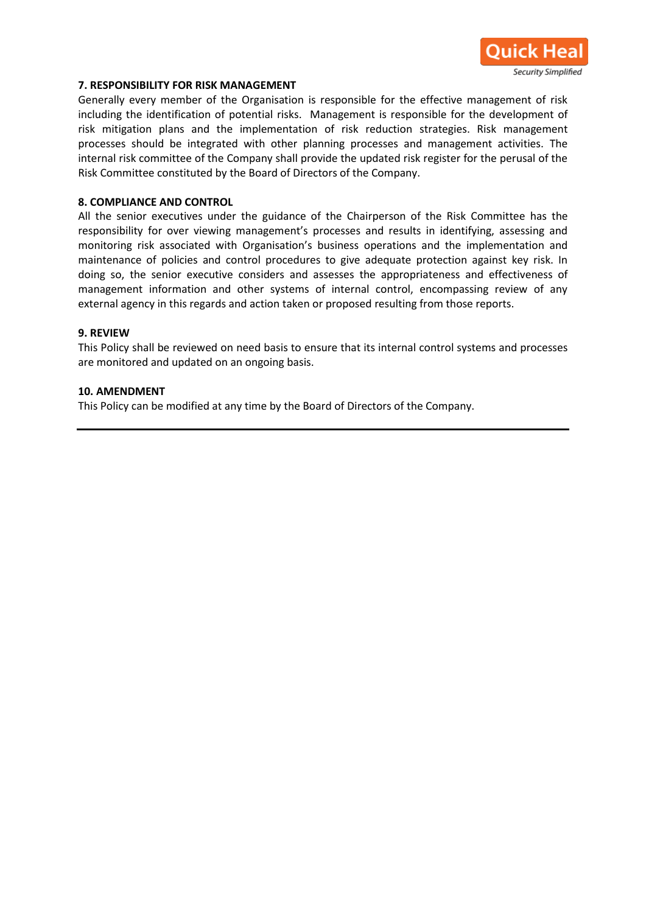**7. RESPONSIBILITY FOR RISK MANAGEMENT**

Generally every member of the Organisation is responsible for the effective management of risk including the identification of potential risks. Management is responsible for the development of risk mitigation plans and the implementation of risk reduction strategies. Risk management processes should be integrated with other planning processes and management activities. The internal risk committee of the Company shall provide the updated risk register for the perusal of the Risk Committee constituted by the Board of Directors of the Company.

**8. COMPLIANCE AND CONTROL**

All the senior executives under the guidance of the Chairperson of the Risk Committee has the responsibility for over viewing management's processes and results in identifying, assessing and monitoring risk associated with Organisation's business operations and the implementation and maintenance of policies and control procedures to give adequate protection against key risk. In doing so, the senior executive considers and assesses the appropriateness and effectiveness of management information and other systems of internal control, encompassing review of any external agency in this regards and action taken or proposed resulting from those reports.

**9. REVIEW**

This Policy shall be reviewed on need basis to ensure that its internal control systems and processes are monitored and updated on an ongoing basis.

**10. AMENDMENT**

This Policy can be modified at any time by the Board of Directors of the Company.